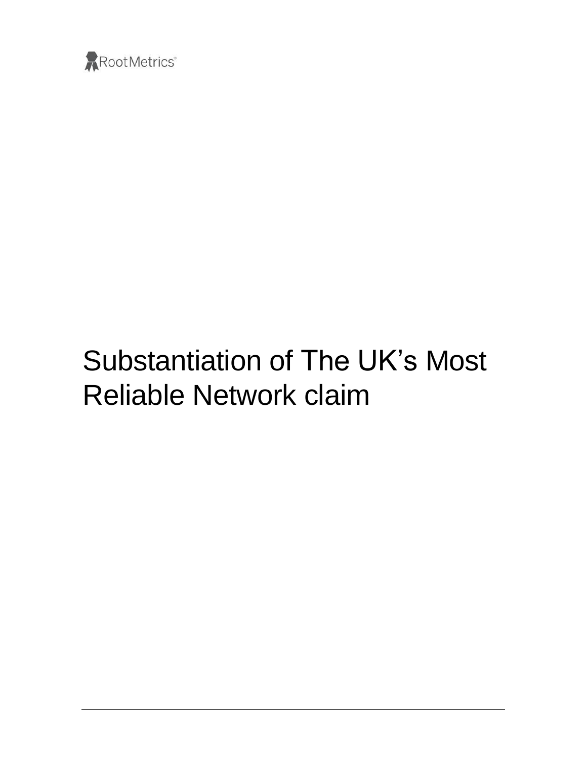RootMetrics®

# Substantiation of The UK's Most Reliable Network claim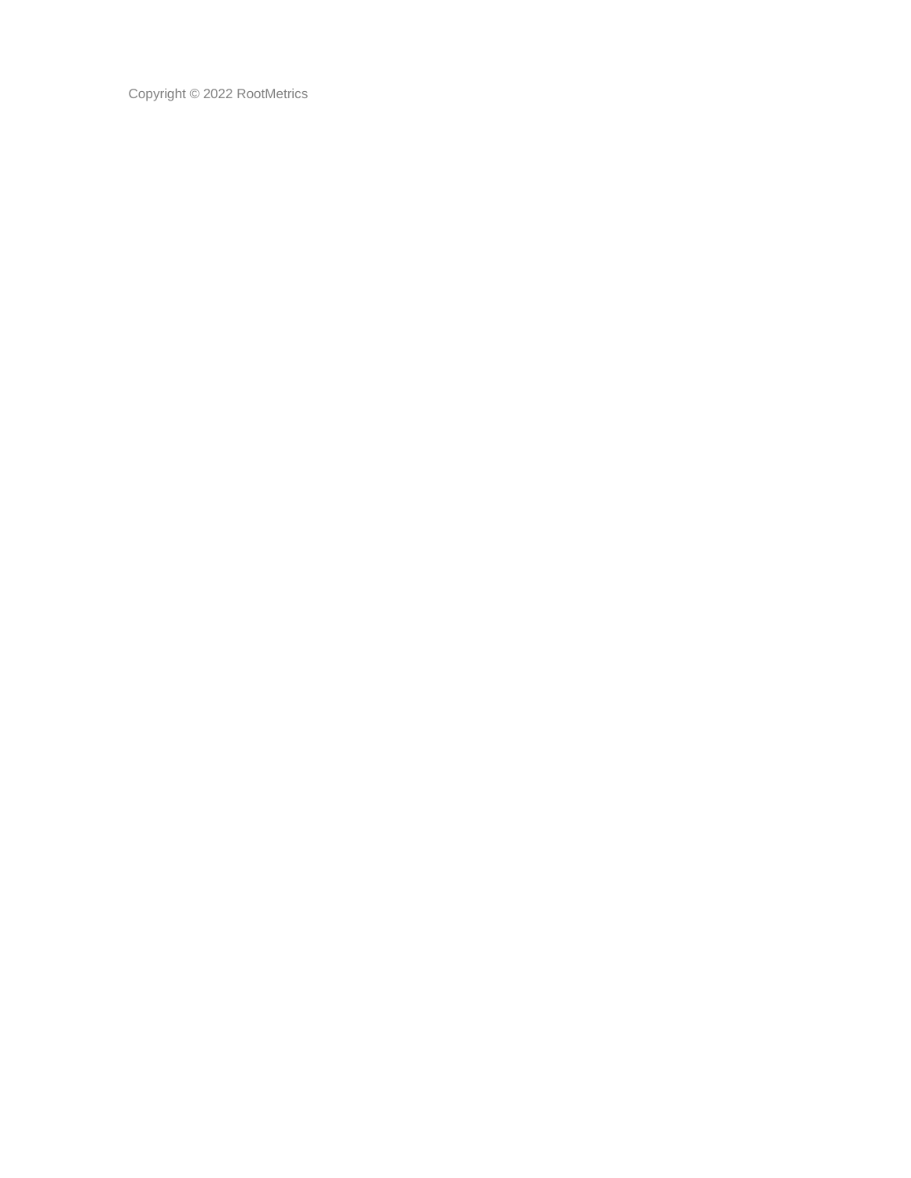Copyright © 2022 RootMetrics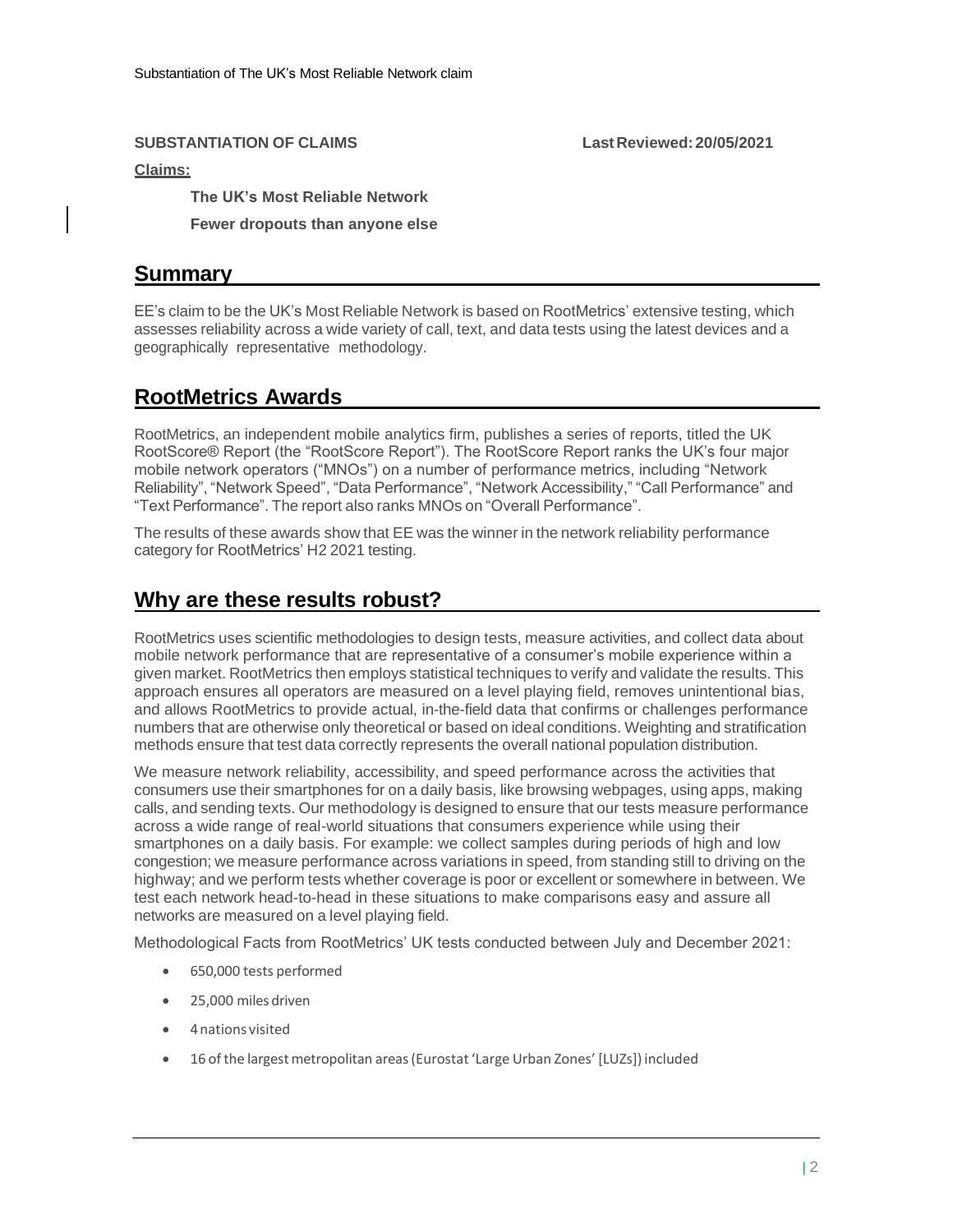**SUBSTANTIATION OF CLAIMS** **Last Reviewed: 20/05/2021**

**Claims:**

**The UK's Most Reliable Network**

**Fewer dropouts than anyone else**

## Summary

EE's claim to be the UK's Most Reliable Network is based on RootMetrics' extensive testing, which assesses reliability across a wide variety of call, text, and data tests using the latest devices and a geographically representative methodology.

## RootMetrics Awards

RootMetrics, an independent mobile analytics firm, publishes a series of reports, titled the UK RootScore® Report (the "RootScore Report"). The RootScore Report ranks the UK's four major mobile network operators ("MNOs") on a number of performance metrics, including "Network Reliability", "Network Speed", "Data Performance", "Network Accessibility," "Call Performance" and "Text Performance". The report also ranks MNOs on "Overall Performance".

The results of these awards show that EE was the winner in the network reliability performance category for RootMetrics' H2 2021 testing.

## Why are these results robust?

RootMetrics uses scientific methodologies to design tests, measure activities, and collect data about mobile network performance that are representative of a consumer's mobile experience within a given market. RootMetrics then employs statistical techniques to verify and validate the results. This approach ensures all operators are measured on a level playing field, removes unintentional bias, and allows RootMetrics to provide actual, in-the-field data that confirms or challenges performance numbers that are otherwise only theoretical or based on ideal conditions. Weighting and stratification methods ensure that test data correctly represents the overall national population distribution.

We measure network reliability, accessibility, and speed performance across the activities that consumers use their smartphones for on a daily basis, like browsing webpages, using apps, making calls, and sending texts. Our methodology is designed to ensure that our tests measure performance across a wide range of real-world situations that consumers experience while using their smartphones on a daily basis. For example: we collect samples during periods of high and low congestion; we measure performance across variations in speed, from standing still to driving on the highway; and we perform tests whether coverage is poor or excellent or somewhere in between. We test each network head-to-head in these situations to make comparisons easy and assure all networks are measured on a level playing field.

Methodological Facts from RootMetrics' UK tests conducted between July and December 2021:

- 650,000 tests performed
- 25,000 miles driven
- 4 nations visited
- 16 of the largest metropolitan areas (Eurostat 'Large Urban Zones' [LUZs]) included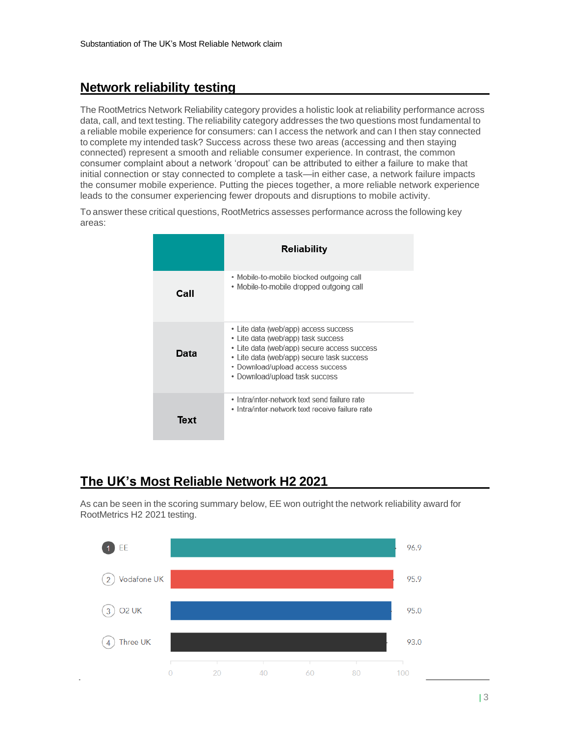## Network reliability testing

The RootMetrics Network Reliability category provides a holistic look at reliability performance across data, call, and text testing. The reliability category addresses the two questions most fundamental to a reliable mobile experience for consumers: can I access the network and can I then stay connected to complete my intended task? Success across these two areas (accessing and then staying connected) represent a smooth and reliable consumer experience. In contrast, the common consumer complaint about a network 'dropout' can be attributed to either a failure to make that initial connection or stay connected to complete a task—in either case, a network failure impacts the consumer mobile experience. Putting the pieces together, a more reliable network experience leads to the consumer experiencing fewer dropouts and disruptions to mobile activity.

To answer these critical questions, RootMetrics assesses performance across the following key areas:

| | Reliability |
|---|---|
| **Call** | • Mobile-to-mobile blocked outgoing call<br>• Mobile-to-mobile dropped outgoing call |
| **Data** | • Lite data (web/app) access success<br>• Lite data (web/app) task success<br>• Lite data (web/app) secure access success<br>• Lite data (web/app) secure task success<br>• Download/upload access success<br>• Download/upload task success |
| **Text** | • Intra/inter-network text send failure rate<br>• Intra/inter-network text receive failure rate |

## The UK's Most Reliable Network H2 2021

As can be seen in the scoring summary below, EE won outright the network reliability award for RootMetrics H2 2021 testing.

1 EE 96.9

2 Vodafone UK 95.9

3 O2 UK 95.0

4 Three UK 93.0

0 20 40 60 80 100